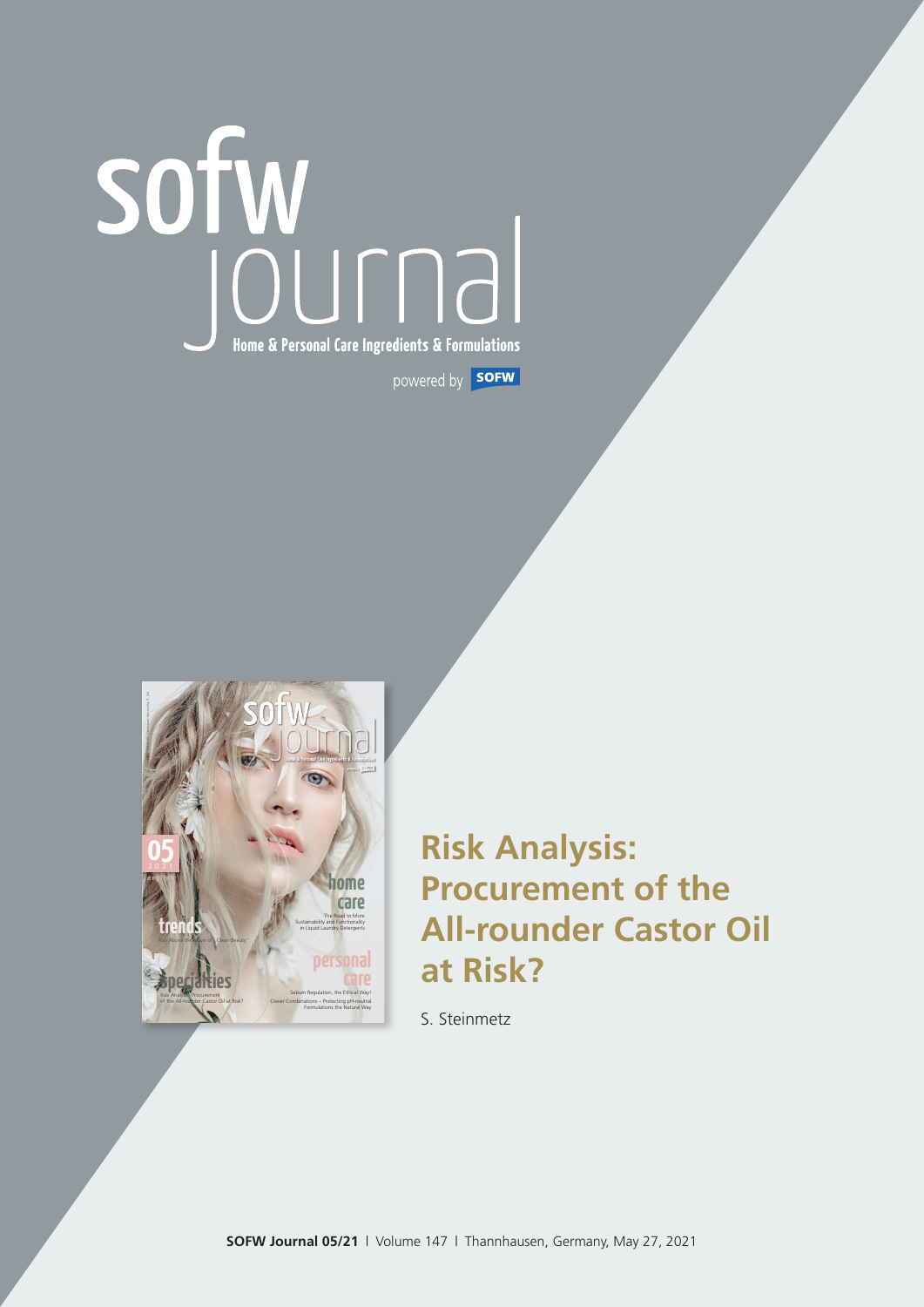# sofw journal

Home & Personal Care Ingredients & Formulations

powered by SOFW

# Risk Analysis: Procurement of the All-rounder Castor Oil at Risk?

S. Steinmetz

**SOFW Journal 05/21** | Volume 147 | Thannhausen, Germany, May 27, 2021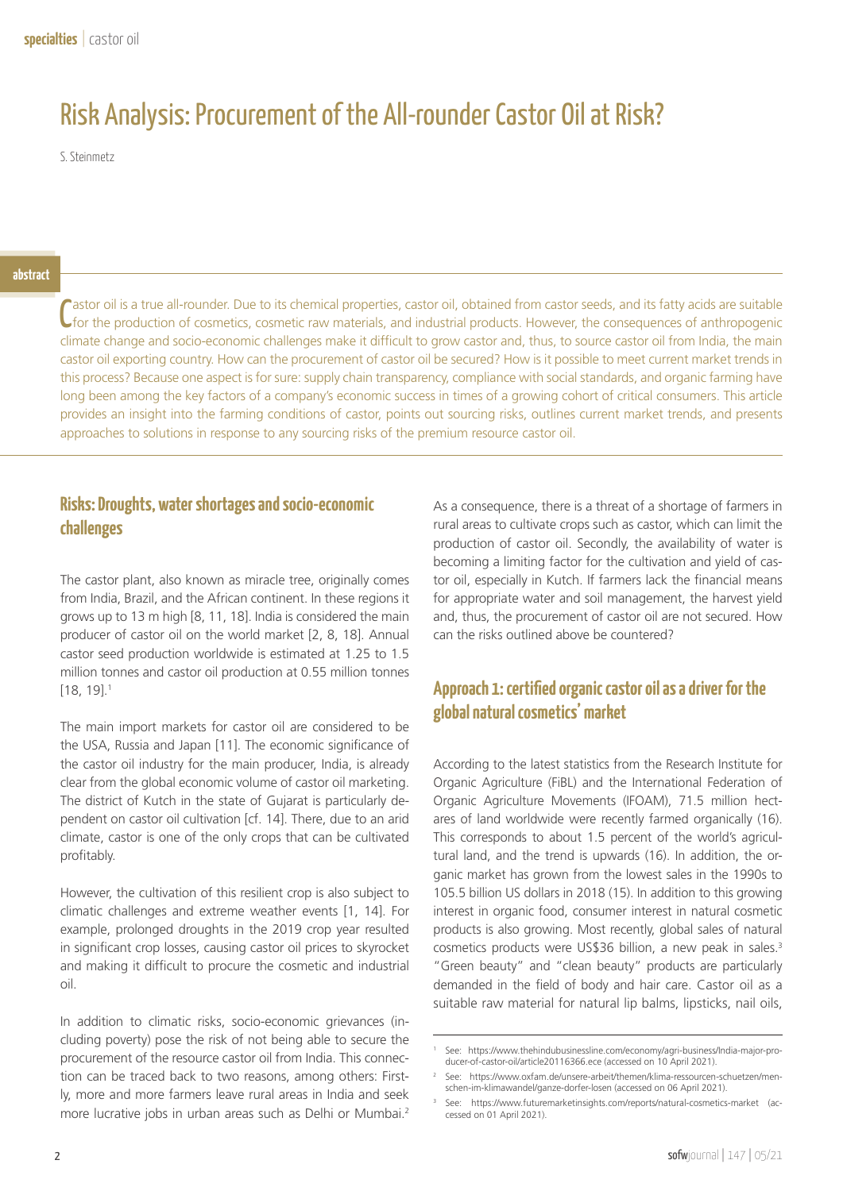# Risk Analysis: Procurement of the All-rounder Castor Oil at Risk?

S. Steinmetz

**abstract**

Castor oil is a true all-rounder. Due to its chemical properties, castor oil, obtained from castor seeds, and its fatty acids are suitable for the production of cosmetics, cosmetic raw materials, and industrial products. However, the consequences of anthropogenic climate change and socio-economic challenges make it difficult to grow castor and, thus, to source castor oil from India, the main castor oil exporting country. How can the procurement of castor oil be secured? How is it possible to meet current market trends in this process? Because one aspect is for sure: supply chain transparency, compliance with social standards, and organic farming have long been among the key factors of a company's economic success in times of a growing cohort of critical consumers. This article provides an insight into the farming conditions of castor, points out sourcing risks, outlines current market trends, and presents approaches to solutions in response to any sourcing risks of the premium resource castor oil.

## Risks: Droughts, water shortages and socio-economic challenges

The castor plant, also known as miracle tree, originally comes from India, Brazil, and the African continent. In these regions it grows up to 13 m high [8, 11, 18]. India is considered the main producer of castor oil on the world market [2, 8, 18]. Annual castor seed production worldwide is estimated at 1.25 to 1.5 million tonnes and castor oil production at 0.55 million tonnes [18, 19].[1]

The main import markets for castor oil are considered to be the USA, Russia and Japan [11]. The economic significance of the castor oil industry for the main producer, India, is already clear from the global economic volume of castor oil marketing. The district of Kutch in the state of Gujarat is particularly dependent on castor oil cultivation [cf. 14]. There, due to an arid climate, castor is one of the only crops that can be cultivated profitably.

However, the cultivation of this resilient crop is also subject to climatic challenges and extreme weather events [1, 14]. For example, prolonged droughts in the 2019 crop year resulted in significant crop losses, causing castor oil prices to skyrocket and making it difficult to procure the cosmetic and industrial oil.

In addition to climatic risks, socio-economic grievances (including poverty) pose the risk of not being able to secure the procurement of the resource castor oil from India. This connection can be traced back to two reasons, among others: Firstly, more and more farmers leave rural areas in India and seek more lucrative jobs in urban areas such as Delhi or Mumbai.[2] As a consequence, there is a threat of a shortage of farmers in rural areas to cultivate crops such as castor, which can limit the production of castor oil. Secondly, the availability of water is becoming a limiting factor for the cultivation and yield of castor oil, especially in Kutch. If farmers lack the financial means for appropriate water and soil management, the harvest yield and, thus, the procurement of castor oil are not secured. How can the risks outlined above be countered?

## Approach 1: certified organic castor oil as a driver for the global natural cosmetics' market

According to the latest statistics from the Research Institute for Organic Agriculture (FiBL) and the International Federation of Organic Agriculture Movements (IFOAM), 71.5 million hectares of land worldwide were recently farmed organically (16). This corresponds to about 1.5 percent of the world's agricultural land, and the trend is upwards (16). In addition, the organic market has grown from the lowest sales in the 1990s to 105.5 billion US dollars in 2018 (15). In addition to this growing interest in organic food, consumer interest in natural cosmetic products is also growing. Most recently, global sales of natural cosmetics products were US$36 billion, a new peak in sales.[3] "Green beauty" and "clean beauty" products are particularly demanded in the field of body and hair care. Castor oil as a suitable raw material for natural lip balms, lipsticks, nail oils,

---

[1] See: https://www.thehindubusinessline.com/economy/agri-business/India-major-producer-of-castor-oil/article20116366.ece (accessed on 10 April 2021).

[2] See: https://www.oxfam.de/unsere-arbeit/themen/klima-ressourcen-schuetzen/menschen-im-klimawandel/ganze-dorfer-losen (accessed on 06 April 2021).

[3] See: https://www.futuremarketinsights.com/reports/natural-cosmetics-market (accessed on 01 April 2021).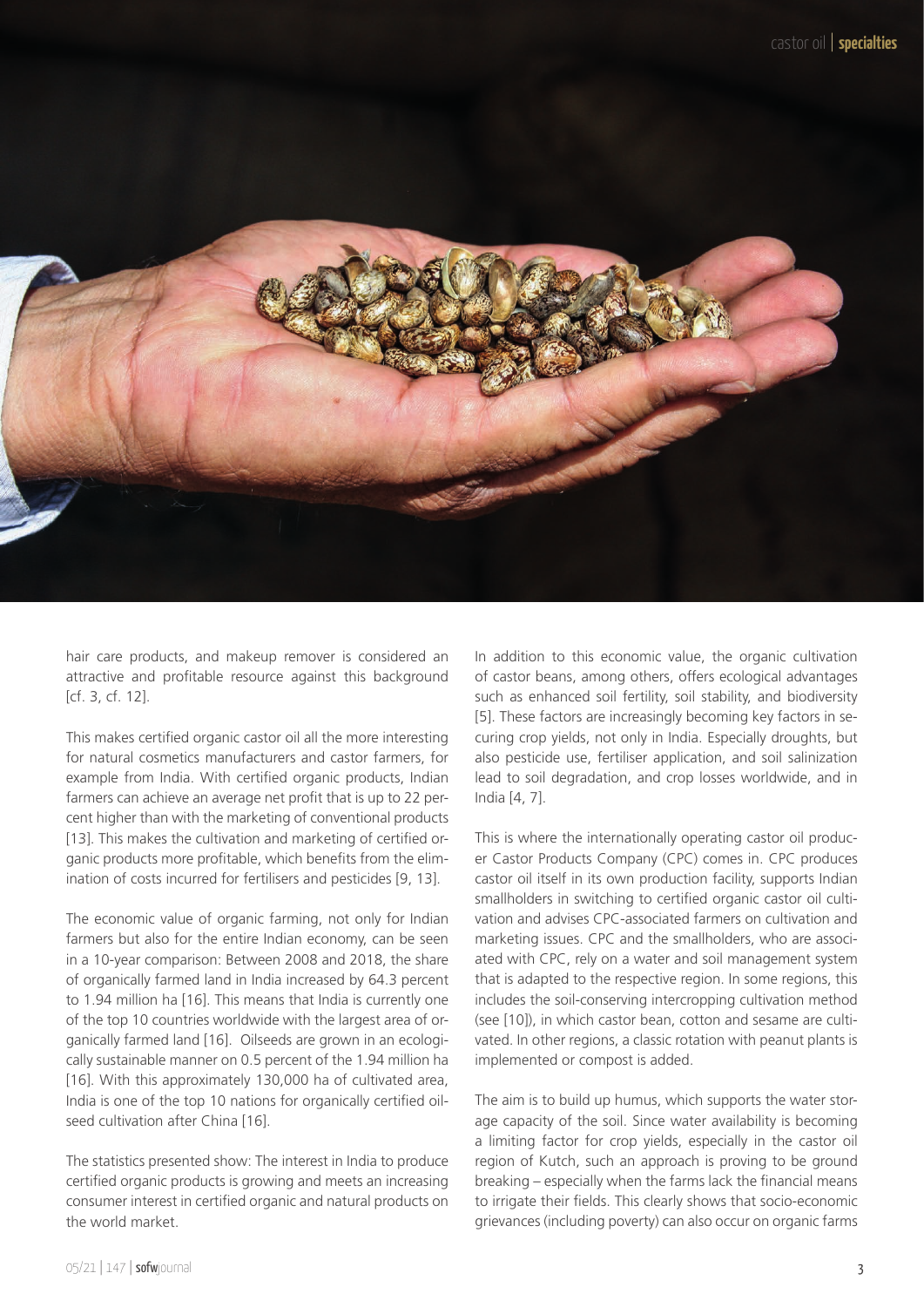hair care products, and makeup remover is considered an attractive and profitable resource against this background [cf. 3, cf. 12].

This makes certified organic castor oil all the more interesting for natural cosmetics manufacturers and castor farmers, for example from India. With certified organic products, Indian farmers can achieve an average net profit that is up to 22 percent higher than with the marketing of conventional products [13]. This makes the cultivation and marketing of certified organic products more profitable, which benefits from the elimination of costs incurred for fertilisers and pesticides [9, 13].

The economic value of organic farming, not only for Indian farmers but also for the entire Indian economy, can be seen in a 10-year comparison: Between 2008 and 2018, the share of organically farmed land in India increased by 64.3 percent to 1.94 million ha [16]. This means that India is currently one of the top 10 countries worldwide with the largest area of organically farmed land [16]. Oilseeds are grown in an ecologically sustainable manner on 0.5 percent of the 1.94 million ha [16]. With this approximately 130,000 ha of cultivated area, India is one of the top 10 nations for organically certified oilseed cultivation after China [16].

The statistics presented show: The interest in India to produce certified organic products is growing and meets an increasing consumer interest in certified organic and natural products on the world market.

In addition to this economic value, the organic cultivation of castor beans, among others, offers ecological advantages such as enhanced soil fertility, soil stability, and biodiversity [5]. These factors are increasingly becoming key factors in securing crop yields, not only in India. Especially droughts, but also pesticide use, fertiliser application, and soil salinization lead to soil degradation, and crop losses worldwide, and in India [4, 7].

This is where the internationally operating castor oil producer Castor Products Company (CPC) comes in. CPC produces castor oil itself in its own production facility, supports Indian smallholders in switching to certified organic castor oil cultivation and advises CPC-associated farmers on cultivation and marketing issues. CPC and the smallholders, who are associated with CPC, rely on a water and soil management system that is adapted to the respective region. In some regions, this includes the soil-conserving intercropping cultivation method (see [10]), in which castor bean, cotton and sesame are cultivated. In other regions, a classic rotation with peanut plants is implemented or compost is added.

The aim is to build up humus, which supports the water storage capacity of the soil. Since water availability is becoming a limiting factor for crop yields, especially in the castor oil region of Kutch, such an approach is proving to be ground breaking – especially when the farms lack the financial means to irrigate their fields. This clearly shows that socio-economic grievances (including poverty) can also occur on organic farms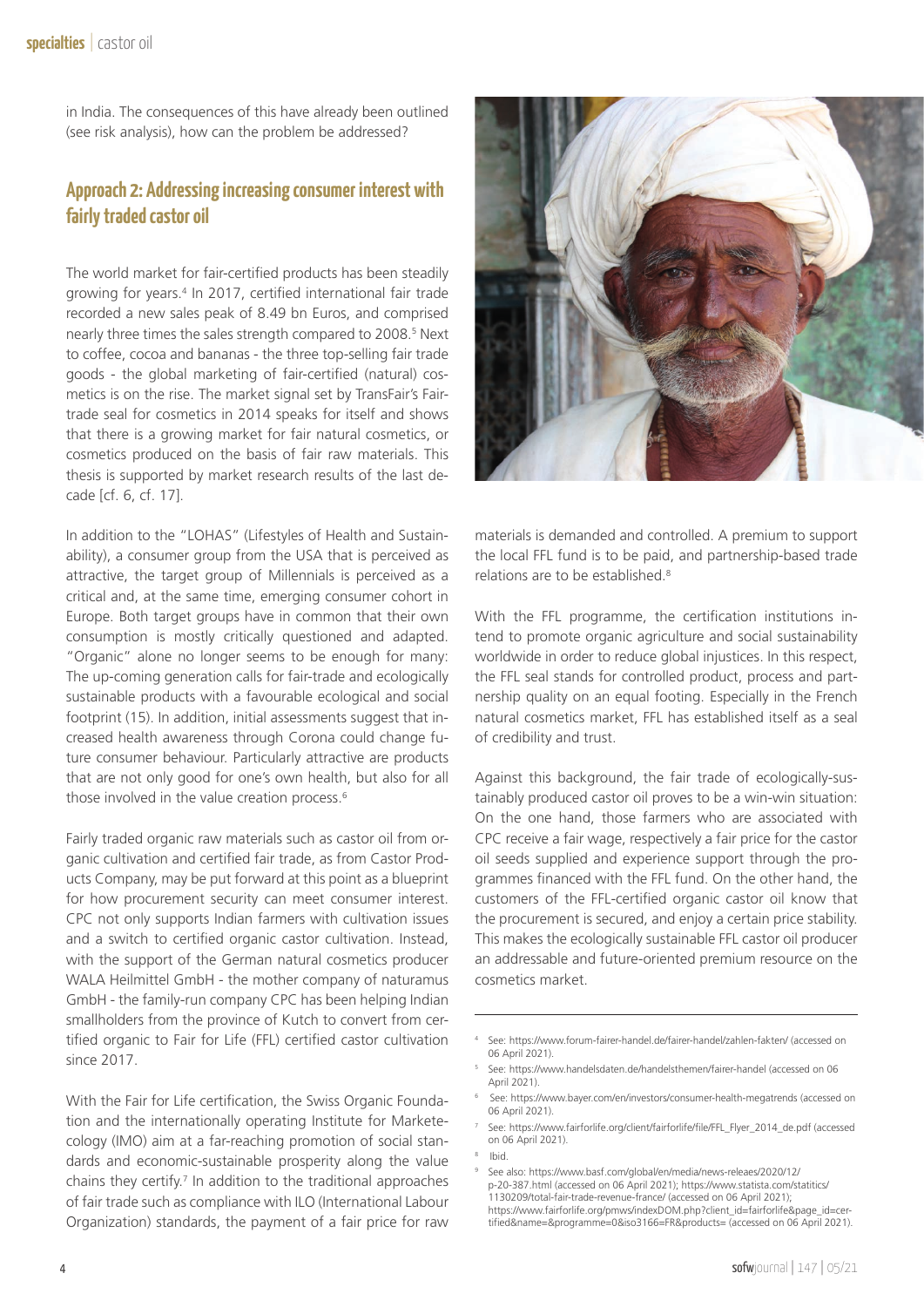in India. The consequences of this have already been outlined (see risk analysis), how can the problem be addressed?

## Approach 2: Addressing increasing consumer interest with fairly traded castor oil

The world market for fair-certified products has been steadily growing for years.[4] In 2017, certified international fair trade recorded a new sales peak of 8.49 bn Euros, and comprised nearly three times the sales strength compared to 2008.[5] Next to coffee, cocoa and bananas - the three top-selling fair trade goods - the global marketing of fair-certified (natural) cosmetics is on the rise. The market signal set by TransFair's Fairtrade seal for cosmetics in 2014 speaks for itself and shows that there is a growing market for fair natural cosmetics, or cosmetics produced on the basis of fair raw materials. This thesis is supported by market research results of the last decade [cf. 6, cf. 17].

In addition to the "LOHAS" (Lifestyles of Health and Sustainability), a consumer group from the USA that is perceived as attractive, the target group of Millennials is perceived as a critical and, at the same time, emerging consumer cohort in Europe. Both target groups have in common that their own consumption is mostly critically questioned and adapted. "Organic" alone no longer seems to be enough for many: The up-coming generation calls for fair-trade and ecologically sustainable products with a favourable ecological and social footprint (15). In addition, initial assessments suggest that increased health awareness through Corona could change future consumer behaviour. Particularly attractive are products that are not only good for one's own health, but also for all those involved in the value creation process.[6]

Fairly traded organic raw materials such as castor oil from organic cultivation and certified fair trade, as from Castor Products Company, may be put forward at this point as a blueprint for how procurement security can meet consumer interest. CPC not only supports Indian farmers with cultivation issues and a switch to certified organic castor cultivation. Instead, with the support of the German natural cosmetics producer WALA Heilmittel GmbH - the mother company of naturamus GmbH - the family-run company CPC has been helping Indian smallholders from the province of Kutch to convert from certified organic to Fair for Life (FFL) certified castor cultivation since 2017.

With the Fair for Life certification, the Swiss Organic Foundation and the internationally operating Institute for Marketecology (IMO) aim at a far-reaching promotion of social standards and economic-sustainable prosperity along the value chains they certify.[7] In addition to the traditional approaches of fair trade such as compliance with ILO (International Labour Organization) standards, the payment of a fair price for raw materials is demanded and controlled. A premium to support the local FFL fund is to be paid, and partnership-based trade relations are to be established.[8]

With the FFL programme, the certification institutions intend to promote organic agriculture and social sustainability worldwide in order to reduce global injustices. In this respect, the FFL seal stands for controlled product, process and partnership quality on an equal footing. Especially in the French natural cosmetics market, FFL has established itself as a seal of credibility and trust.

Against this background, the fair trade of ecologically-sustainably produced castor oil proves to be a win-win situation: On the one hand, those farmers who are associated with CPC receive a fair wage, respectively a fair price for the castor oil seeds supplied and experience support through the programmes financed with the FFL fund. On the other hand, the customers of the FFL-certified organic castor oil know that the procurement is secured, and enjoy a certain price stability. This makes the ecologically sustainable FFL castor oil producer an addressable and future-oriented premium resource on the cosmetics market.

---

[4] See: https://www.forum-fairer-handel.de/fairer-handel/zahlen-fakten/ (accessed on 06 April 2021).

[5] See: https://www.handelsdaten.de/handelsthemen/fairer-handel (accessed on 06 April 2021).

[6] See: https://www.bayer.com/en/investors/consumer-health-megatrends (accessed on 06 April 2021).

[7] See: https://www.fairforlife.org/client/fairforlife/file/FFL_Flyer_2014_de.pdf (accessed on 06 April 2021).

[8] Ibid.

[9] See also: https://www.basf.com/global/en/media/news-releaes/2020/12/p-20-387.html (accessed on 06 April 2021); https://www.statista.com/statitics/1130209/total-fair-trade-revenue-france/ (accessed on 06 April 2021); https://www.fairforlife.org/pmws/indexDOM.php?client_id=fairforlife&page_id=certified&name=&programme=0&iso3166=FR&products= (accessed on 06 April 2021).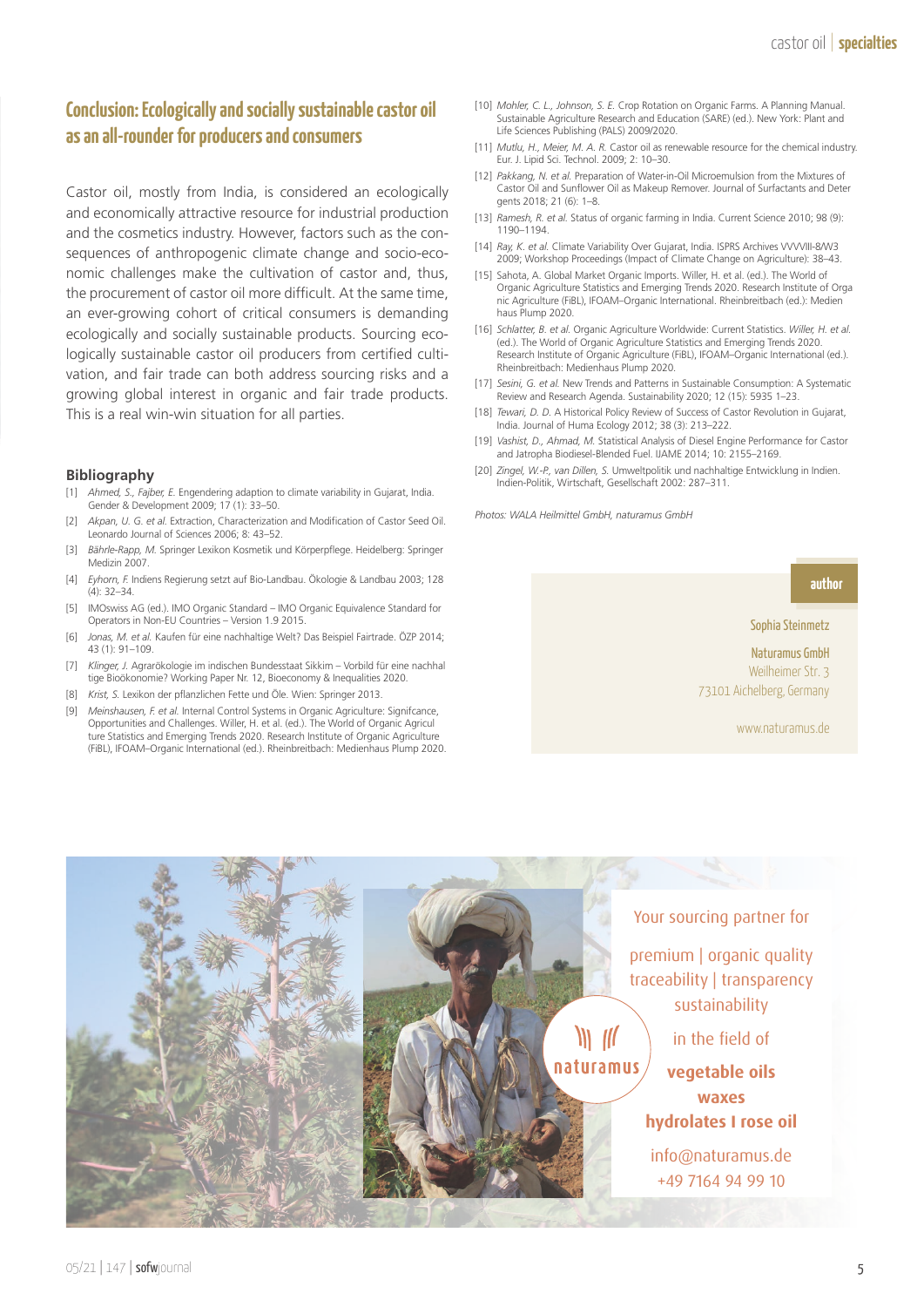## Conclusion: Ecologically and socially sustainable castor oil as an all-rounder for producers and consumers

Castor oil, mostly from India, is considered an ecologically and economically attractive resource for industrial production and the cosmetics industry. However, factors such as the consequences of anthropogenic climate change and socio-economic challenges make the cultivation of castor and, thus, the procurement of castor oil more difficult. At the same time, an ever-growing cohort of critical consumers is demanding ecologically and socially sustainable products. Sourcing ecologically sustainable castor oil producers from certified cultivation, and fair trade can both address sourcing risks and a growing global interest in organic and fair trade products. This is a real win-win situation for all parties.

### Bibliography

[1] *Ahmed, S., Fajber, E.* Engendering adaption to climate variability in Gujarat, India. Gender & Development 2009; 17 (1): 33–50.

[2] *Akpan, U. G. et al.* Extraction, Characterization and Modification of Castor Seed Oil. Leonardo Journal of Sciences 2006; 8: 43–52.

[3] *Bährle-Rapp, M.* Springer Lexikon Kosmetik und Körperpflege. Heidelberg: Springer Medizin 2007.

[4] *Eyhorn, F.* Indiens Regierung setzt auf Bio-Landbau. Ökologie & Landbau 2003; 128 (4): 32–34.

[5] IMOswiss AG (ed.). IMO Organic Standard – IMO Organic Equivalence Standard for Operators in Non-EU Countries – Version 1.9 2015.

[6] *Jonas, M. et al.* Kaufen für eine nachhaltige Welt? Das Beispiel Fairtrade. ÖZP 2014; 43 (1): 91–109.

[7] *Klinger, J.* Agrarökologie im indischen Bundesstaat Sikkim – Vorbild für eine nachhaltige Bioökonomie? Working Paper Nr. 12, Bioeconomy & Inequalities 2020.

[8] *Krist, S.* Lexikon der pflanzlichen Fette und Öle. Wien: Springer 2013.

[9] *Meinshausen, F. et al.* Internal Control Systems in Organic Agriculture: Signifcance, Opportunities and Challenges. Willer, H. et al. (ed.). The World of Organic Agriculture Statistics and Emerging Trends 2020. Research Institute of Organic Agriculture (FiBL), IFOAM–Organic International (ed.). Rheinbreitbach: Medienhaus Plump 2020.

[10] *Mohler, C. L., Johnson, S. E.* Crop Rotation on Organic Farms. A Planning Manual. Sustainable Agriculture Research and Education (SARE) (ed.). New York: Plant and Life Sciences Publishing (PALS) 2009/2020.

[11] *Mutlu, H., Meier, M. A. R.* Castor oil as renewable resource for the chemical industry. Eur. J. Lipid Sci. Technol. 2009; 2: 10–30.

[12] *Pakkang, N. et al.* Preparation of Water-in-Oil Microemulsion from the Mixtures of Castor Oil and Sunflower Oil as Makeup Remover. Journal of Surfactants and Detergents 2018; 21 (6): 1–8.

[13] *Ramesh, R. et al.* Status of organic farming in India. Current Science 2010; 98 (9): 1190–1194.

[14] *Ray, K. et al.* Climate Variability Over Gujarat, India. ISPRS Archives VVVVIII-8/W3 2009; Workshop Proceedings (Impact of Climate Change on Agriculture): 38–43.

[15] Sahota, A. Global Market Organic Imports. Willer, H. et al. (ed.). The World of Organic Agriculture Statistics and Emerging Trends 2020. Research Institute of Organic Agriculture (FiBL), IFOAM–Organic International. Rheinbreitbach (ed.): Medienhaus Plump 2020.

[16] *Schlatter, B. et al.* Organic Agriculture Worldwide: Current Statistics. *Willer, H. et al.* (ed.). The World of Organic Agriculture Statistics and Emerging Trends 2020. Research Institute of Organic Agriculture (FiBL), IFOAM–Organic International (ed.). Rheinbreitbach: Medienhaus Plump 2020.

[17] *Sesini, G. et al.* New Trends and Patterns in Sustainable Consumption: A Systematic Review and Research Agenda. Sustainability 2020; 12 (15): 5935 1–23.

[18] *Tewari, D. D.* A Historical Policy Review of Success of Castor Revolution in Gujarat, India. Journal of Huma Ecology 2012; 38 (3): 213–222.

[19] *Vashist, D., Ahmad, M.* Statistical Analysis of Diesel Engine Performance for Castor and Jatropha Biodiesel-Blended Fuel. IJAME 2014; 10: 2155–2169.

[20] *Zingel, W.-P., van Dillen, S.* Umweltpolitik und nachhaltige Entwicklung in Indien. Indien-Politik, Wirtschaft, Gesellschaft 2002: 287–311.

*Photos: WALA Heilmittel GmbH, naturamus GmbH*

**author**

Sophia Steinmetz

Naturamus GmbH
Weilheimer Str. 3
73101 Aichelberg, Germany

www.naturamus.de

Your sourcing partner for

premium | organic quality
traceability | transparency
sustainability

in the field of

**vegetable oils**
**waxes**
**hydrolates I rose oil**

naturamus

info@naturamus.de
+49 7164 94 99 10